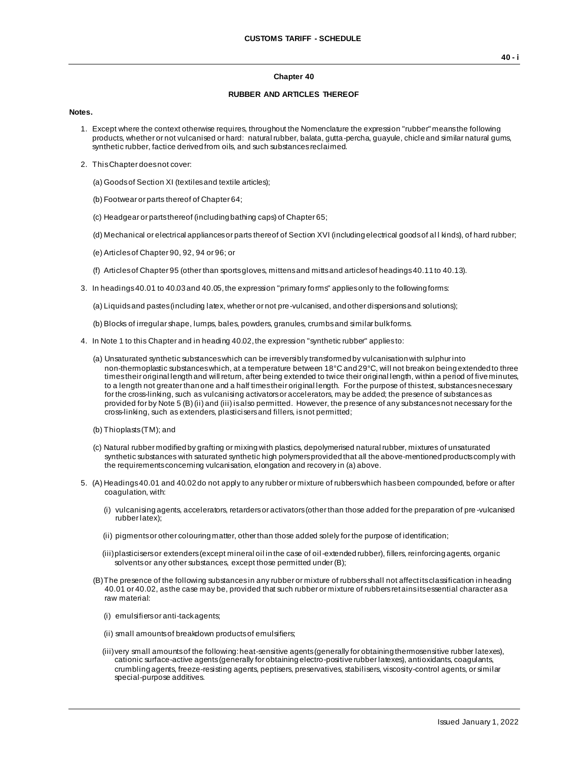## Chapter 40

### RUBBER AND ARTICLES THEREOF

**Notes.**

1. Except where the context otherwise requires, throughout the Nomenclature the expression "rubber" means the following products, whether or not vulcanised or hard: natural rubber, balata, gutta-percha, guayule, chicle and similar natural gums, synthetic rubber, factice derived from oils, and such substances reclaimed.

2. This Chapter does not cover:

   (a) Goods of Section XI (textiles and textile articles);

   (b) Footwear or parts thereof of Chapter 64;

   (c) Headgear or parts thereof (including bathing caps) of Chapter 65;

   (d) Mechanical or electrical appliances or parts thereof of Section XVI (including electrical goods of all kinds), of hard rubber;

   (e) Articles of Chapter 90, 92, 94 or 96; or

   (f) Articles of Chapter 95 (other than sports gloves, mittens and mitts and articles of headings 40.11 to 40.13).

3. In headings 40.01 to 40.03 and 40.05, the expression "primary forms" applies only to the following forms:

   (a) Liquids and pastes (including latex, whether or not pre-vulcanised, and other dispersions and solutions);

   (b) Blocks of irregular shape, lumps, bales, powders, granules, crumbs and similar bulk forms.

4. In Note 1 to this Chapter and in heading 40.02, the expression "synthetic rubber" applies to:

   (a) Unsaturated synthetic substances which can be irreversibly transformed by vulcanisation with sulphur into non-thermoplastic substances which, at a temperature between 18°C and 29°C, will not break on being extended to three times their original length and will return, after being extended to twice their original length, within a period of five minutes, to a length not greater than one and a half times their original length. For the purpose of this test, substances necessary for the cross-linking, such as vulcanising activators or accelerators, may be added; the presence of substances as provided for by Note 5 (B) (ii) and (iii) is also permitted. However, the presence of any substances not necessary for the cross-linking, such as extenders, plasticisers and fillers, is not permitted;

   (b) Thioplasts (TM); and

   (c) Natural rubber modified by grafting or mixing with plastics, depolymerised natural rubber, mixtures of unsaturated synthetic substances with saturated synthetic high polymers provided that all the above-mentioned products comply with the requirements concerning vulcanisation, elongation and recovery in (a) above.

5. (A) Headings 40.01 and 40.02 do not apply to any rubber or mixture of rubbers which has been compounded, before or after coagulation, with:

   (i) vulcanising agents, accelerators, retarders or activators (other than those added for the preparation of pre-vulcanised rubber latex);

   (ii) pigments or other colouring matter, other than those added solely for the purpose of identification;

   (iii) plasticisers or extenders (except mineral oil in the case of oil-extended rubber), fillers, reinforcing agents, organic solvents or any other substances, except those permitted under (B);

   (B) The presence of the following substances in any rubber or mixture of rubbers shall not affect its classification in heading 40.01 or 40.02, as the case may be, provided that such rubber or mixture of rubbers retains its essential character as a raw material:

   (i) emulsifiers or anti-tack agents;

   (ii) small amounts of breakdown products of emulsifiers;

   (iii) very small amounts of the following: heat-sensitive agents (generally for obtaining thermosensitive rubber latexes), cationic surface-active agents (generally for obtaining electro-positive rubber latexes), antioxidants, coagulants, crumbling agents, freeze-resisting agents, peptisers, preservatives, stabilisers, viscosity-control agents, or similar special-purpose additives.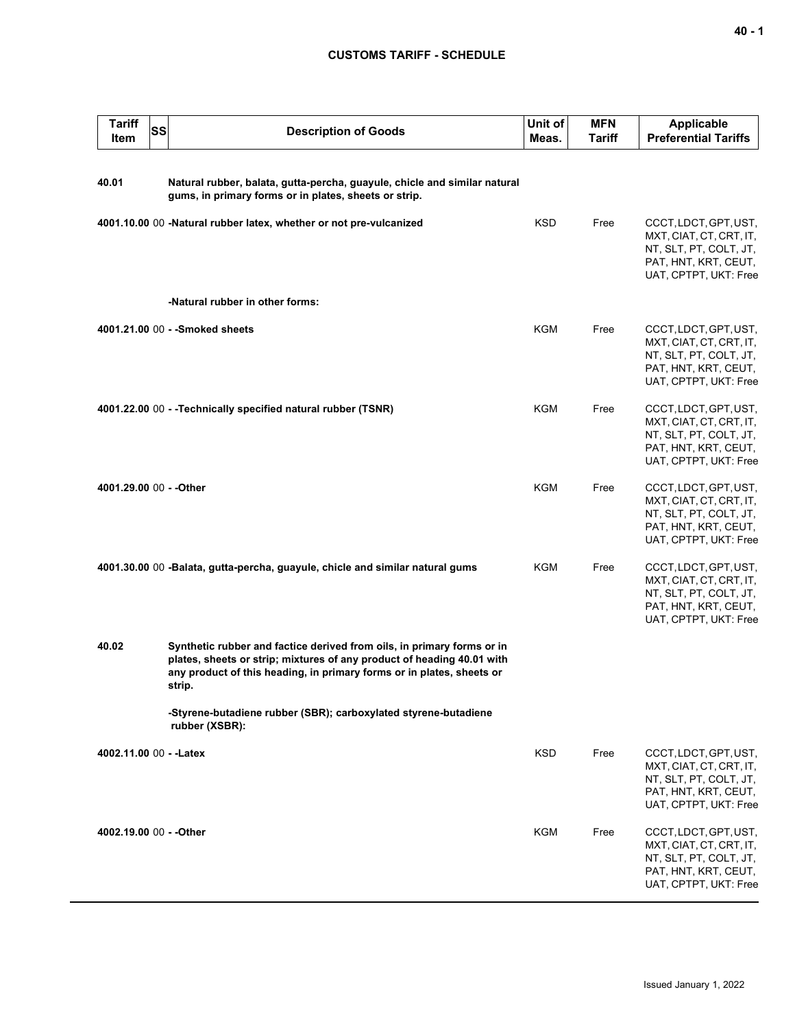| Tariff Item | SS | Description of Goods | Unit of Meas. | MFN Tariff | Applicable Preferential Tariffs |
|---|---|---|---|---|---|
| 40.01 | | **Natural rubber, balata, gutta-percha, guayule, chicle and similar natural gums, in primary forms or in plates, sheets or strip.** | | | |
| 4001.10.00 | 00 | **-Natural rubber latex, whether or not pre-vulcanized** | KSD | Free | CCCT, LDCT, GPT, UST, MXT, CIAT, CT, CRT, IT, NT, SLT, PT, COLT, JT, PAT, HNT, KRT, CEUT, UAT, CPTPT, UKT: Free |
| | | **-Natural rubber in other forms:** | | | |
| 4001.21.00 | 00 | **- -Smoked sheets** | KGM | Free | CCCT, LDCT, GPT, UST, MXT, CIAT, CT, CRT, IT, NT, SLT, PT, COLT, JT, PAT, HNT, KRT, CEUT, UAT, CPTPT, UKT: Free |
| 4001.22.00 | 00 | **- -Technically specified natural rubber (TSNR)** | KGM | Free | CCCT, LDCT, GPT, UST, MXT, CIAT, CT, CRT, IT, NT, SLT, PT, COLT, JT, PAT, HNT, KRT, CEUT, UAT, CPTPT, UKT: Free |
| 4001.29.00 | 00 | **- -Other** | KGM | Free | CCCT, LDCT, GPT, UST, MXT, CIAT, CT, CRT, IT, NT, SLT, PT, COLT, JT, PAT, HNT, KRT, CEUT, UAT, CPTPT, UKT: Free |
| 4001.30.00 | 00 | **-Balata, gutta-percha, guayule, chicle and similar natural gums** | KGM | Free | CCCT, LDCT, GPT, UST, MXT, CIAT, CT, CRT, IT, NT, SLT, PT, COLT, JT, PAT, HNT, KRT, CEUT, UAT, CPTPT, UKT: Free |
| 40.02 | | **Synthetic rubber and factice derived from oils, in primary forms or in plates, sheets or strip; mixtures of any product of heading 40.01 with any product of this heading, in primary forms or in plates, sheets or strip.** | | | |
| | | **-Styrene-butadiene rubber (SBR); carboxylated styrene-butadiene rubber (XSBR):** | | | |
| 4002.11.00 | 00 | **- -Latex** | KSD | Free | CCCT, LDCT, GPT, UST, MXT, CIAT, CT, CRT, IT, NT, SLT, PT, COLT, JT, PAT, HNT, KRT, CEUT, UAT, CPTPT, UKT: Free |
| 4002.19.00 | 00 | **- -Other** | KGM | Free | CCCT, LDCT, GPT, UST, MXT, CIAT, CT, CRT, IT, NT, SLT, PT, COLT, JT, PAT, HNT, KRT, CEUT, UAT, CPTPT, UKT: Free |

Issued January 1, 2022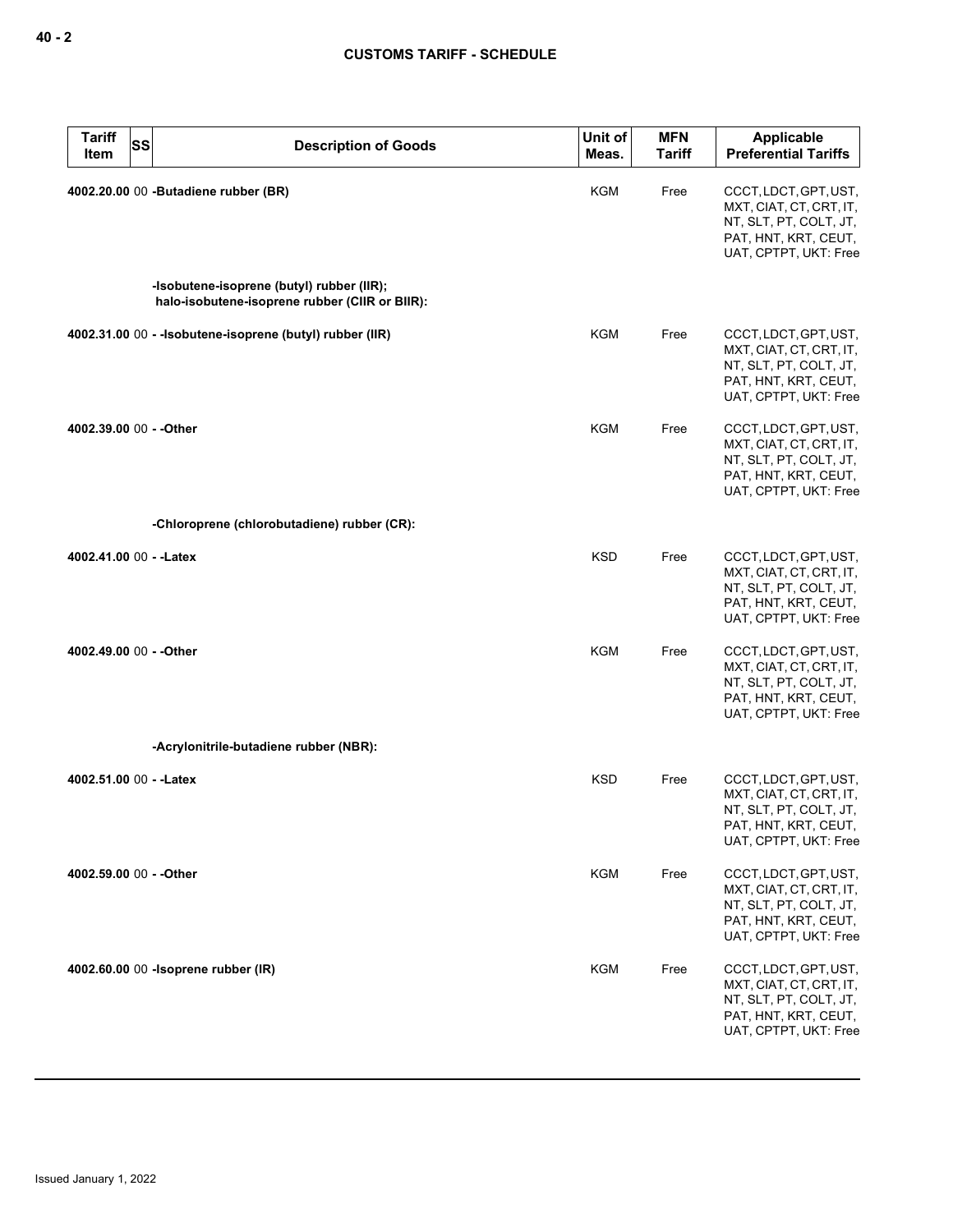| Tariff Item | SS | Description of Goods | Unit of Meas. | MFN Tariff | Applicable Preferential Tariffs |
|---|---|---|---|---|---|
| **4002.20.00** | 00 | **-Butadiene rubber (BR)** | KGM | Free | CCCT, LDCT, GPT, UST, MXT, CIAT, CT, CRT, IT, NT, SLT, PT, COLT, JT, PAT, HNT, KRT, CEUT, UAT, CPTPT, UKT: Free |
| | | **-Isobutene-isoprene (butyl) rubber (IIR); halo-isobutene-isoprene rubber (CIIR or BIIR):** | | | |
| **4002.31.00** | 00 | **- -Isobutene-isoprene (butyl) rubber (IIR)** | KGM | Free | CCCT, LDCT, GPT, UST, MXT, CIAT, CT, CRT, IT, NT, SLT, PT, COLT, JT, PAT, HNT, KRT, CEUT, UAT, CPTPT, UKT: Free |
| **4002.39.00** | 00 | **- -Other** | KGM | Free | CCCT, LDCT, GPT, UST, MXT, CIAT, CT, CRT, IT, NT, SLT, PT, COLT, JT, PAT, HNT, KRT, CEUT, UAT, CPTPT, UKT: Free |
| | | **-Chloroprene (chlorobutadiene) rubber (CR):** | | | |
| **4002.41.00** | 00 | **- -Latex** | KSD | Free | CCCT, LDCT, GPT, UST, MXT, CIAT, CT, CRT, IT, NT, SLT, PT, COLT, JT, PAT, HNT, KRT, CEUT, UAT, CPTPT, UKT: Free |
| **4002.49.00** | 00 | **- -Other** | KGM | Free | CCCT, LDCT, GPT, UST, MXT, CIAT, CT, CRT, IT, NT, SLT, PT, COLT, JT, PAT, HNT, KRT, CEUT, UAT, CPTPT, UKT: Free |
| | | **-Acrylonitrile-butadiene rubber (NBR):** | | | |
| **4002.51.00** | 00 | **- -Latex** | KSD | Free | CCCT, LDCT, GPT, UST, MXT, CIAT, CT, CRT, IT, NT, SLT, PT, COLT, JT, PAT, HNT, KRT, CEUT, UAT, CPTPT, UKT: Free |
| **4002.59.00** | 00 | **- -Other** | KGM | Free | CCCT, LDCT, GPT, UST, MXT, CIAT, CT, CRT, IT, NT, SLT, PT, COLT, JT, PAT, HNT, KRT, CEUT, UAT, CPTPT, UKT: Free |
| **4002.60.00** | 00 | **-Isoprene rubber (IR)** | KGM | Free | CCCT, LDCT, GPT, UST, MXT, CIAT, CT, CRT, IT, NT, SLT, PT, COLT, JT, PAT, HNT, KRT, CEUT, UAT, CPTPT, UKT: Free |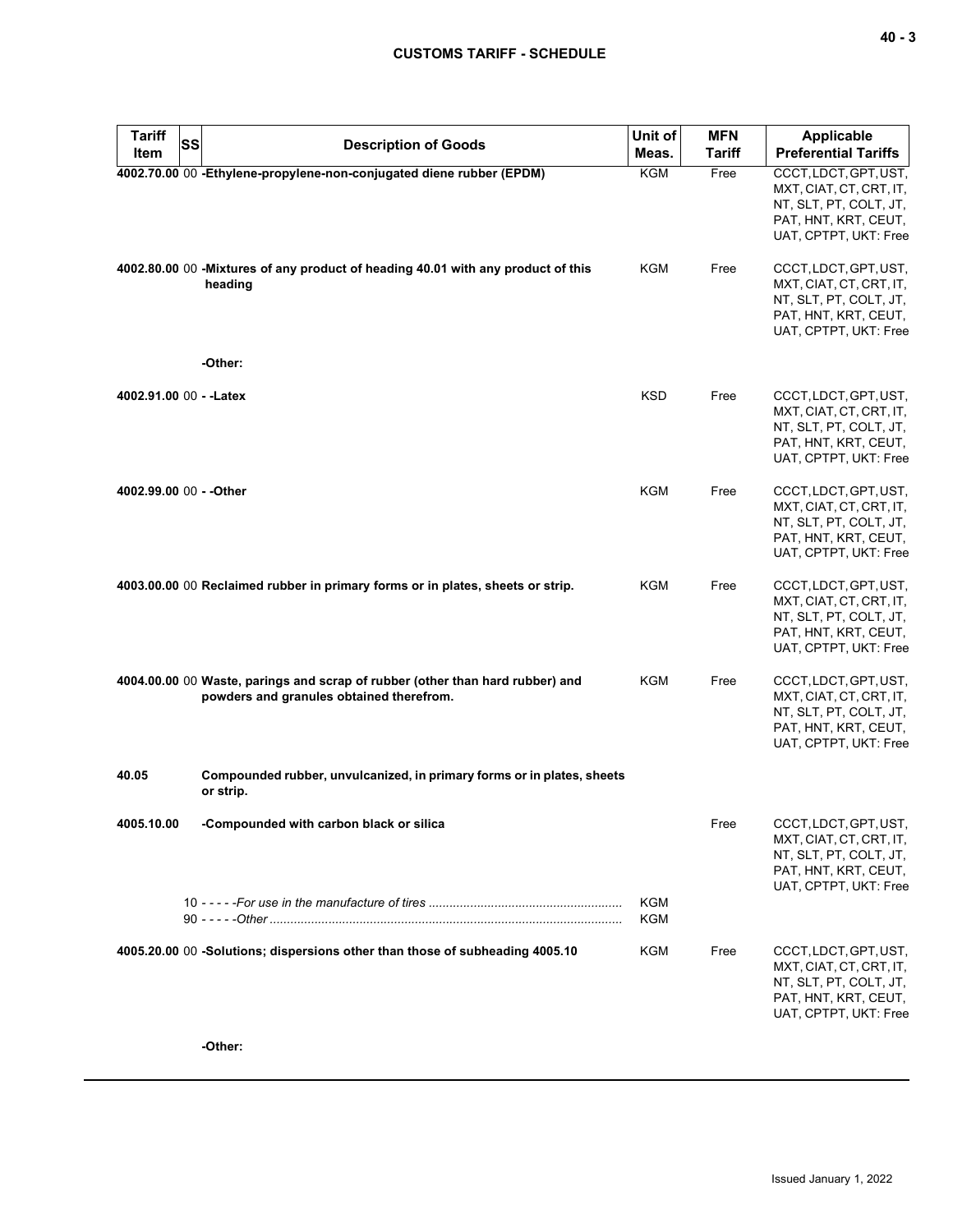| Tariff Item | SS | Description of Goods | Unit of Meas. | MFN Tariff | Applicable Preferential Tariffs |
|---|---|---|---|---|---|
| **4002.70.00** | 00 | **-Ethylene-propylene-non-conjugated diene rubber (EPDM)** | KGM | Free | CCCT, LDCT, GPT, UST, MXT, CIAT, CT, CRT, IT, NT, SLT, PT, COLT, JT, PAT, HNT, KRT, CEUT, UAT, CPTPT, UKT: Free |
| **4002.80.00** | 00 | **-Mixtures of any product of heading 40.01 with any product of this heading** | KGM | Free | CCCT, LDCT, GPT, UST, MXT, CIAT, CT, CRT, IT, NT, SLT, PT, COLT, JT, PAT, HNT, KRT, CEUT, UAT, CPTPT, UKT: Free |
| | | **-Other:** | | | |
| **4002.91.00** | 00 | **- -Latex** | KSD | Free | CCCT, LDCT, GPT, UST, MXT, CIAT, CT, CRT, IT, NT, SLT, PT, COLT, JT, PAT, HNT, KRT, CEUT, UAT, CPTPT, UKT: Free |
| **4002.99.00** | 00 | **- -Other** | KGM | Free | CCCT, LDCT, GPT, UST, MXT, CIAT, CT, CRT, IT, NT, SLT, PT, COLT, JT, PAT, HNT, KRT, CEUT, UAT, CPTPT, UKT: Free |
| **4003.00.00** | 00 | **Reclaimed rubber in primary forms or in plates, sheets or strip.** | KGM | Free | CCCT, LDCT, GPT, UST, MXT, CIAT, CT, CRT, IT, NT, SLT, PT, COLT, JT, PAT, HNT, KRT, CEUT, UAT, CPTPT, UKT: Free |
| **4004.00.00** | 00 | **Waste, parings and scrap of rubber (other than hard rubber) and powders and granules obtained therefrom.** | KGM | Free | CCCT, LDCT, GPT, UST, MXT, CIAT, CT, CRT, IT, NT, SLT, PT, COLT, JT, PAT, HNT, KRT, CEUT, UAT, CPTPT, UKT: Free |
| **40.05** | | **Compounded rubber, unvulcanized, in primary forms or in plates, sheets or strip.** | | | |
| **4005.10.00** | | **-Compounded with carbon black or silica** | | Free | CCCT, LDCT, GPT, UST, MXT, CIAT, CT, CRT, IT, NT, SLT, PT, COLT, JT, PAT, HNT, KRT, CEUT, UAT, CPTPT, UKT: Free |
| | 10 | - - - - -*For use in the manufacture of tires* | KGM | | |
| | 90 | - - - - -*Other* | KGM | | |
| **4005.20.00** | 00 | **-Solutions; dispersions other than those of subheading 4005.10** | KGM | Free | CCCT, LDCT, GPT, UST, MXT, CIAT, CT, CRT, IT, NT, SLT, PT, COLT, JT, PAT, HNT, KRT, CEUT, UAT, CPTPT, UKT: Free |
| | | **-Other:** | | | |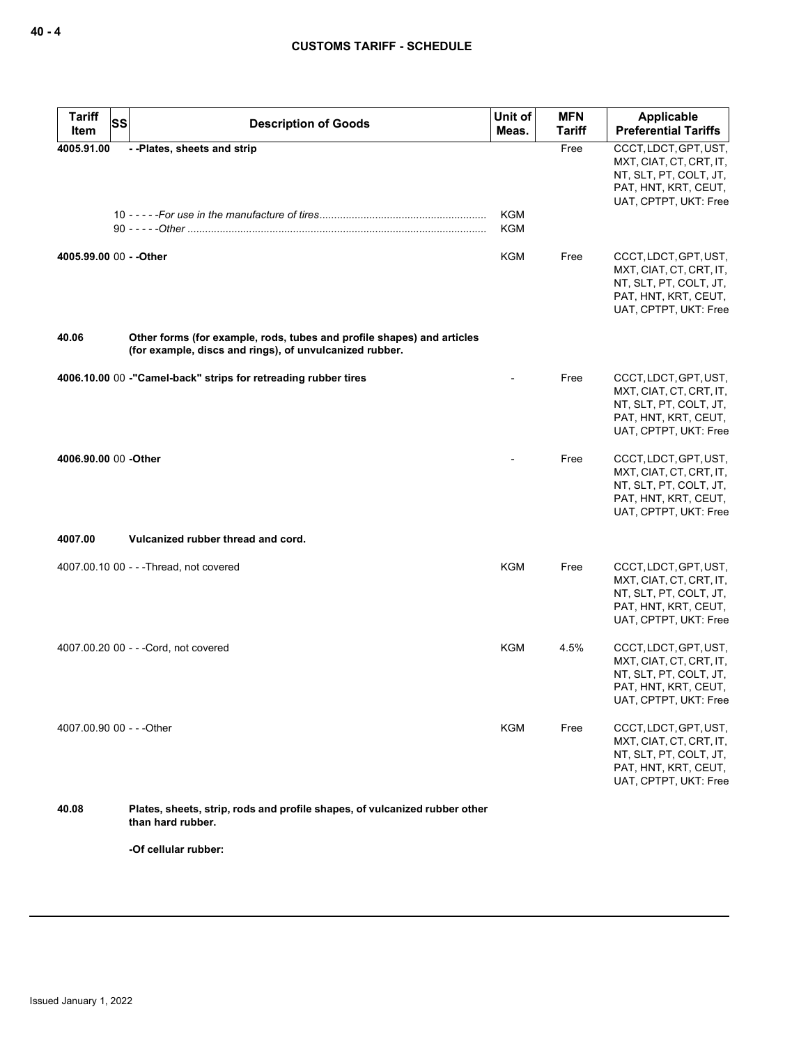| Tariff Item | SS | Description of Goods | Unit of Meas. | MFN Tariff | Applicable Preferential Tariffs |
|---|---|---|---|---|---|
| **4005.91.00** | | **- -Plates, sheets and strip** | | Free | CCCT, LDCT, GPT, UST, MXT, CIAT, CT, CRT, IT, NT, SLT, PT, COLT, JT, PAT, HNT, KRT, CEUT, UAT, CPTPT, UKT: Free |
| | 10 | - - - - -*For use in the manufacture of tires* | KGM | | |
| | 90 | - - - - -*Other* | KGM | | |
| **4005.99.00** | 00 | **- -Other** | KGM | Free | CCCT, LDCT, GPT, UST, MXT, CIAT, CT, CRT, IT, NT, SLT, PT, COLT, JT, PAT, HNT, KRT, CEUT, UAT, CPTPT, UKT: Free |
| **40.06** | | **Other forms (for example, rods, tubes and profile shapes) and articles (for example, discs and rings), of unvulcanized rubber.** | | | |
| **4006.10.00** | 00 | **-"Camel-back" strips for retreading rubber tires** | - | Free | CCCT, LDCT, GPT, UST, MXT, CIAT, CT, CRT, IT, NT, SLT, PT, COLT, JT, PAT, HNT, KRT, CEUT, UAT, CPTPT, UKT: Free |
| **4006.90.00** | 00 | **-Other** | - | Free | CCCT, LDCT, GPT, UST, MXT, CIAT, CT, CRT, IT, NT, SLT, PT, COLT, JT, PAT, HNT, KRT, CEUT, UAT, CPTPT, UKT: Free |
| **4007.00** | | **Vulcanized rubber thread and cord.** | | | |
| 4007.00.10 | 00 | - - -Thread, not covered | KGM | Free | CCCT, LDCT, GPT, UST, MXT, CIAT, CT, CRT, IT, NT, SLT, PT, COLT, JT, PAT, HNT, KRT, CEUT, UAT, CPTPT, UKT: Free |
| 4007.00.20 | 00 | - - -Cord, not covered | KGM | 4.5% | CCCT, LDCT, GPT, UST, MXT, CIAT, CT, CRT, IT, NT, SLT, PT, COLT, JT, PAT, HNT, KRT, CEUT, UAT, CPTPT, UKT: Free |
| 4007.00.90 | 00 | - - -Other | KGM | Free | CCCT, LDCT, GPT, UST, MXT, CIAT, CT, CRT, IT, NT, SLT, PT, COLT, JT, PAT, HNT, KRT, CEUT, UAT, CPTPT, UKT: Free |
| **40.08** | | **Plates, sheets, strip, rods and profile shapes, of vulcanized rubber other than hard rubber.** | | | |
| | | **-Of cellular rubber:** | | | |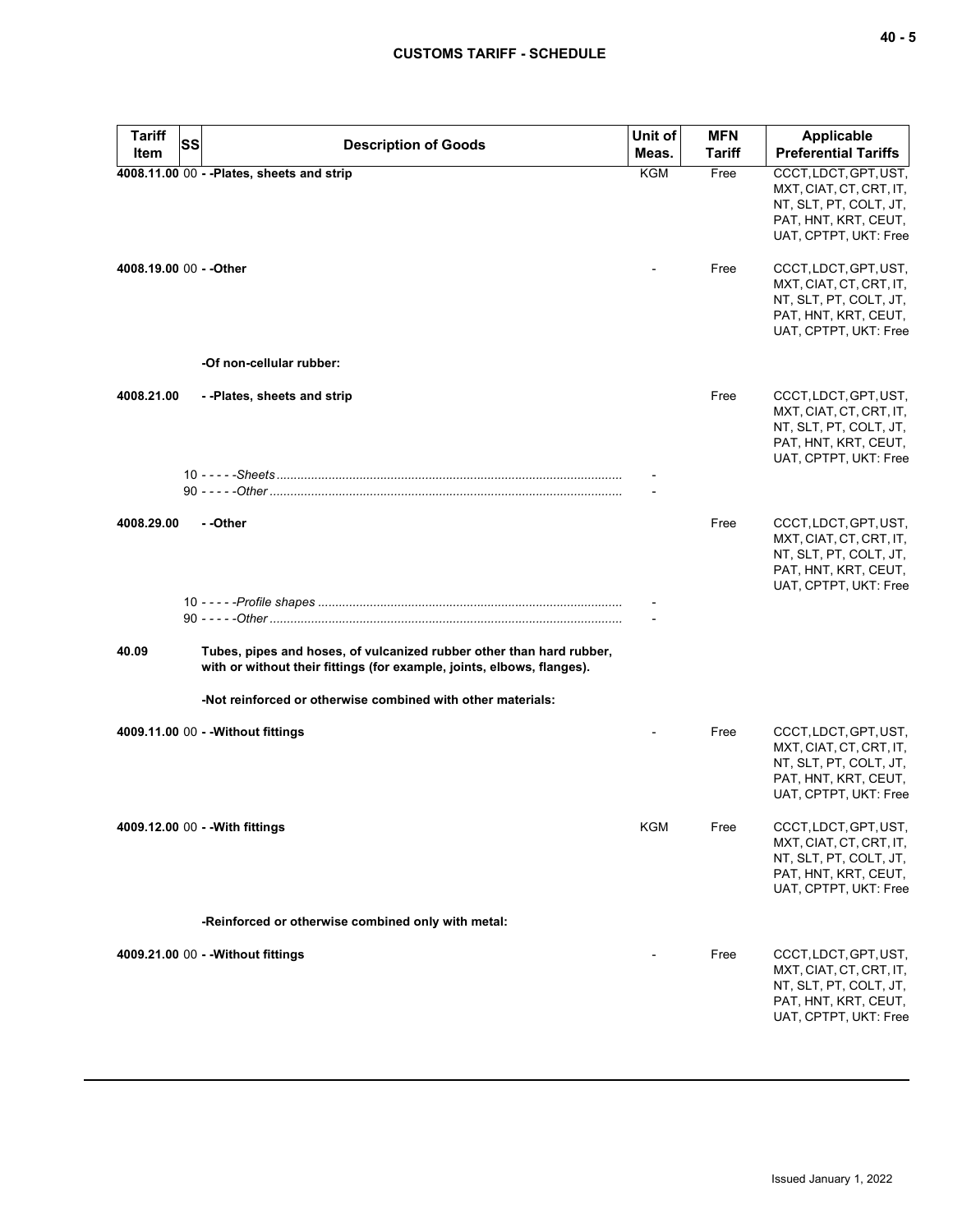| Tariff Item | SS | Description of Goods | Unit of Meas. | MFN Tariff | Applicable Preferential Tariffs |
|---|---|---|---|---|---|
| 4008.11.00 | 00 | - -Plates, sheets and strip | KGM | Free | CCCT, LDCT, GPT, UST, MXT, CIAT, CT, CRT, IT, NT, SLT, PT, COLT, JT, PAT, HNT, KRT, CEUT, UAT, CPTPT, UKT: Free |
| 4008.19.00 | 00 | - -Other | - | Free | CCCT, LDCT, GPT, UST, MXT, CIAT, CT, CRT, IT, NT, SLT, PT, COLT, JT, PAT, HNT, KRT, CEUT, UAT, CPTPT, UKT: Free |
| | | -Of non-cellular rubber: | | | |
| 4008.21.00 | | - -Plates, sheets and strip | | Free | CCCT, LDCT, GPT, UST, MXT, CIAT, CT, CRT, IT, NT, SLT, PT, COLT, JT, PAT, HNT, KRT, CEUT, UAT, CPTPT, UKT: Free |
| | 10 | - - - - -*Sheets* | - | | |
| | 90 | - - - - -*Other* | - | | |
| 4008.29.00 | | - -Other | | Free | CCCT, LDCT, GPT, UST, MXT, CIAT, CT, CRT, IT, NT, SLT, PT, COLT, JT, PAT, HNT, KRT, CEUT, UAT, CPTPT, UKT: Free |
| | 10 | - - - - -*Profile shapes* | - | | |
| | 90 | - - - - -*Other* | - | | |
| 40.09 | | Tubes, pipes and hoses, of vulcanized rubber other than hard rubber, with or without their fittings (for example, joints, elbows, flanges). | | | |
| | | -Not reinforced or otherwise combined with other materials: | | | |
| 4009.11.00 | 00 | - -Without fittings | - | Free | CCCT, LDCT, GPT, UST, MXT, CIAT, CT, CRT, IT, NT, SLT, PT, COLT, JT, PAT, HNT, KRT, CEUT, UAT, CPTPT, UKT: Free |
| 4009.12.00 | 00 | - -With fittings | KGM | Free | CCCT, LDCT, GPT, UST, MXT, CIAT, CT, CRT, IT, NT, SLT, PT, COLT, JT, PAT, HNT, KRT, CEUT, UAT, CPTPT, UKT: Free |
| | | -Reinforced or otherwise combined only with metal: | | | |
| 4009.21.00 | 00 | - -Without fittings | - | Free | CCCT, LDCT, GPT, UST, MXT, CIAT, CT, CRT, IT, NT, SLT, PT, COLT, JT, PAT, HNT, KRT, CEUT, UAT, CPTPT, UKT: Free |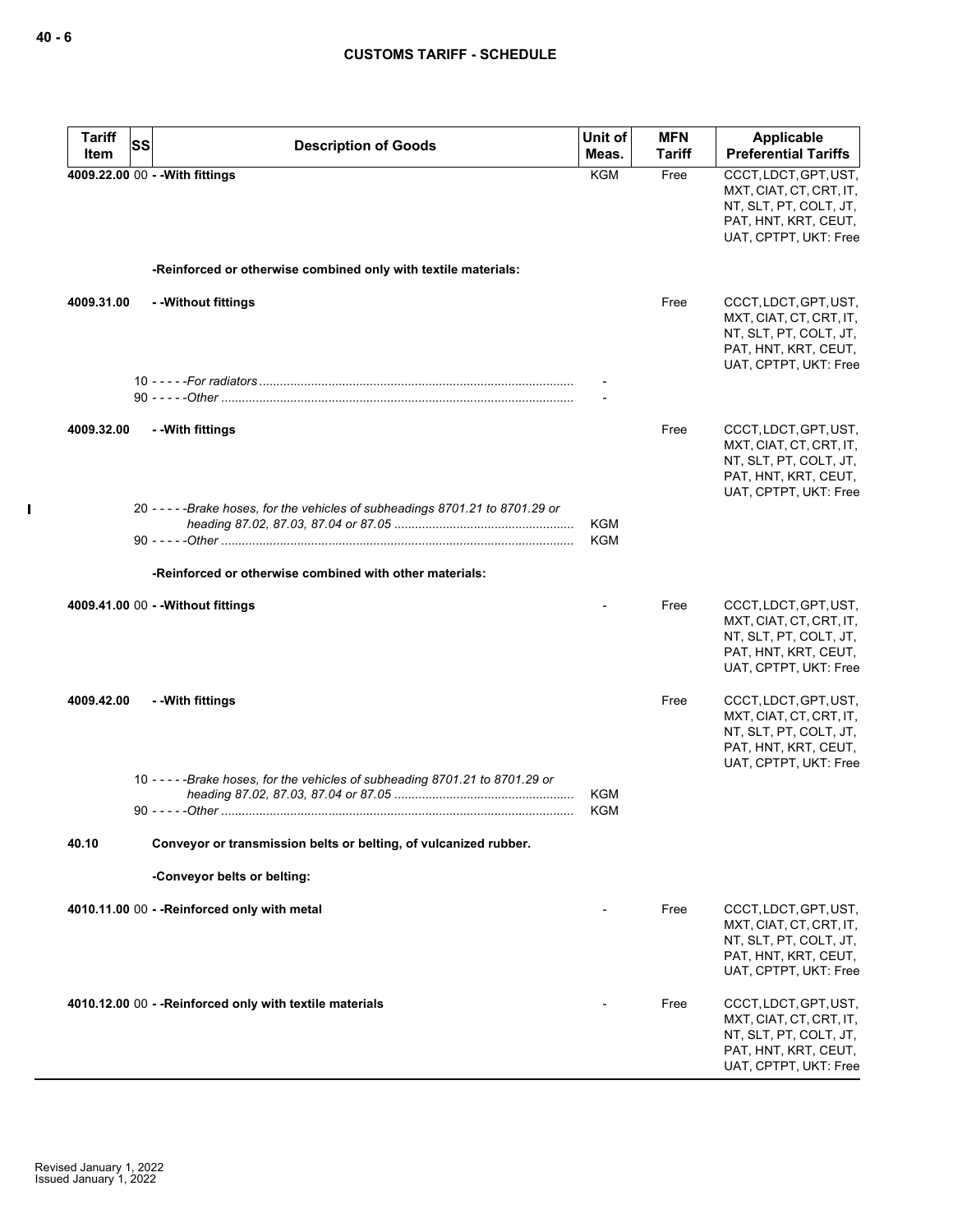| Tariff Item | SS | Description of Goods | Unit of Meas. | MFN Tariff | Applicable Preferential Tariffs |
|---|---|---|---|---|---|
| 4009.22.00 | 00 | - -With fittings | KGM | Free | CCCT, LDCT, GPT, UST, MXT, CIAT, CT, CRT, IT, NT, SLT, PT, COLT, JT, PAT, HNT, KRT, CEUT, UAT, CPTPT, UKT: Free |
| | | -Reinforced or otherwise combined only with textile materials: | | | |
| 4009.31.00 | | - -Without fittings | | Free | CCCT, LDCT, GPT, UST, MXT, CIAT, CT, CRT, IT, NT, SLT, PT, COLT, JT, PAT, HNT, KRT, CEUT, UAT, CPTPT, UKT: Free |
| | 10 | - - - - -*For radiators* | - | | |
| | 90 | - - - - -*Other* | - | | |
| 4009.32.00 | | - -With fittings | | Free | CCCT, LDCT, GPT, UST, MXT, CIAT, CT, CRT, IT, NT, SLT, PT, COLT, JT, PAT, HNT, KRT, CEUT, UAT, CPTPT, UKT: Free |
| | 20 | - - - - -*Brake hoses, for the vehicles of subheadings 8701.21 to 8701.29 or heading 87.02, 87.03, 87.04 or 87.05* | KGM | | |
| | 90 | - - - - -*Other* | KGM | | |
| | | -Reinforced or otherwise combined with other materials: | | | |
| 4009.41.00 | 00 | - -Without fittings | - | Free | CCCT, LDCT, GPT, UST, MXT, CIAT, CT, CRT, IT, NT, SLT, PT, COLT, JT, PAT, HNT, KRT, CEUT, UAT, CPTPT, UKT: Free |
| 4009.42.00 | | - -With fittings | | Free | CCCT, LDCT, GPT, UST, MXT, CIAT, CT, CRT, IT, NT, SLT, PT, COLT, JT, PAT, HNT, KRT, CEUT, UAT, CPTPT, UKT: Free |
| | 10 | - - - - -*Brake hoses, for the vehicles of subheading 8701.21 to 8701.29 or heading 87.02, 87.03, 87.04 or 87.05* | KGM | | |
| | 90 | - - - - -*Other* | KGM | | |
| 40.10 | | Conveyor or transmission belts or belting, of vulcanized rubber. | | | |
| | | -Conveyor belts or belting: | | | |
| 4010.11.00 | 00 | - -Reinforced only with metal | - | Free | CCCT, LDCT, GPT, UST, MXT, CIAT, CT, CRT, IT, NT, SLT, PT, COLT, JT, PAT, HNT, KRT, CEUT, UAT, CPTPT, UKT: Free |
| 4010.12.00 | 00 | - -Reinforced only with textile materials | - | Free | CCCT, LDCT, GPT, UST, MXT, CIAT, CT, CRT, IT, NT, SLT, PT, COLT, JT, PAT, HNT, KRT, CEUT, UAT, CPTPT, UKT: Free |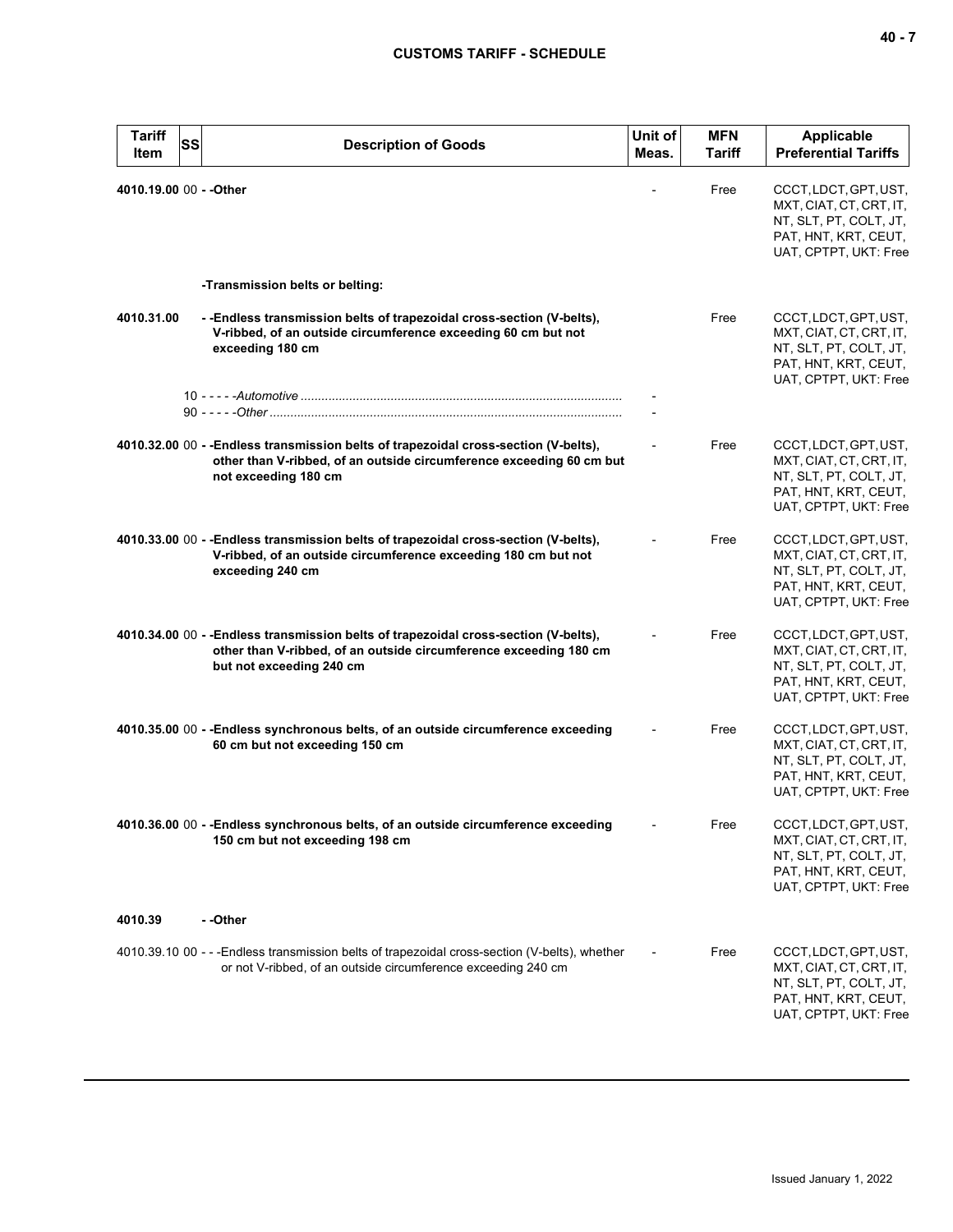| Tariff Item | SS | Description of Goods | Unit of Meas. | MFN Tariff | Applicable Preferential Tariffs |
|---|---|---|---|---|---|
| **4010.19.00** | 00 | **- -Other** | - | Free | CCCT, LDCT, GPT, UST, MXT, CIAT, CT, CRT, IT, NT, SLT, PT, COLT, JT, PAT, HNT, KRT, CEUT, UAT, CPTPT, UKT: Free |
| | | **-Transmission belts or belting:** | | | |
| **4010.31.00** | | **- -Endless transmission belts of trapezoidal cross-section (V-belts), V-ribbed, of an outside circumference exceeding 60 cm but not exceeding 180 cm** | | Free | CCCT, LDCT, GPT, UST, MXT, CIAT, CT, CRT, IT, NT, SLT, PT, COLT, JT, PAT, HNT, KRT, CEUT, UAT, CPTPT, UKT: Free |
| | 10 | - - - - -*Automotive* | - | | |
| | 90 | - - - - -*Other* | - | | |
| **4010.32.00** | 00 | **- -Endless transmission belts of trapezoidal cross-section (V-belts), other than V-ribbed, of an outside circumference exceeding 60 cm but not exceeding 180 cm** | - | Free | CCCT, LDCT, GPT, UST, MXT, CIAT, CT, CRT, IT, NT, SLT, PT, COLT, JT, PAT, HNT, KRT, CEUT, UAT, CPTPT, UKT: Free |
| **4010.33.00** | 00 | **- -Endless transmission belts of trapezoidal cross-section (V-belts), V-ribbed, of an outside circumference exceeding 180 cm but not exceeding 240 cm** | - | Free | CCCT, LDCT, GPT, UST, MXT, CIAT, CT, CRT, IT, NT, SLT, PT, COLT, JT, PAT, HNT, KRT, CEUT, UAT, CPTPT, UKT: Free |
| **4010.34.00** | 00 | **- -Endless transmission belts of trapezoidal cross-section (V-belts), other than V-ribbed, of an outside circumference exceeding 180 cm but not exceeding 240 cm** | - | Free | CCCT, LDCT, GPT, UST, MXT, CIAT, CT, CRT, IT, NT, SLT, PT, COLT, JT, PAT, HNT, KRT, CEUT, UAT, CPTPT, UKT: Free |
| **4010.35.00** | 00 | **- -Endless synchronous belts, of an outside circumference exceeding 60 cm but not exceeding 150 cm** | - | Free | CCCT, LDCT, GPT, UST, MXT, CIAT, CT, CRT, IT, NT, SLT, PT, COLT, JT, PAT, HNT, KRT, CEUT, UAT, CPTPT, UKT: Free |
| **4010.36.00** | 00 | **- -Endless synchronous belts, of an outside circumference exceeding 150 cm but not exceeding 198 cm** | - | Free | CCCT, LDCT, GPT, UST, MXT, CIAT, CT, CRT, IT, NT, SLT, PT, COLT, JT, PAT, HNT, KRT, CEUT, UAT, CPTPT, UKT: Free |
| **4010.39** | | **- -Other** | | | |
| 4010.39.10 | 00 | - - -Endless transmission belts of trapezoidal cross-section (V-belts), whether or not V-ribbed, of an outside circumference exceeding 240 cm | - | Free | CCCT, LDCT, GPT, UST, MXT, CIAT, CT, CRT, IT, NT, SLT, PT, COLT, JT, PAT, HNT, KRT, CEUT, UAT, CPTPT, UKT: Free |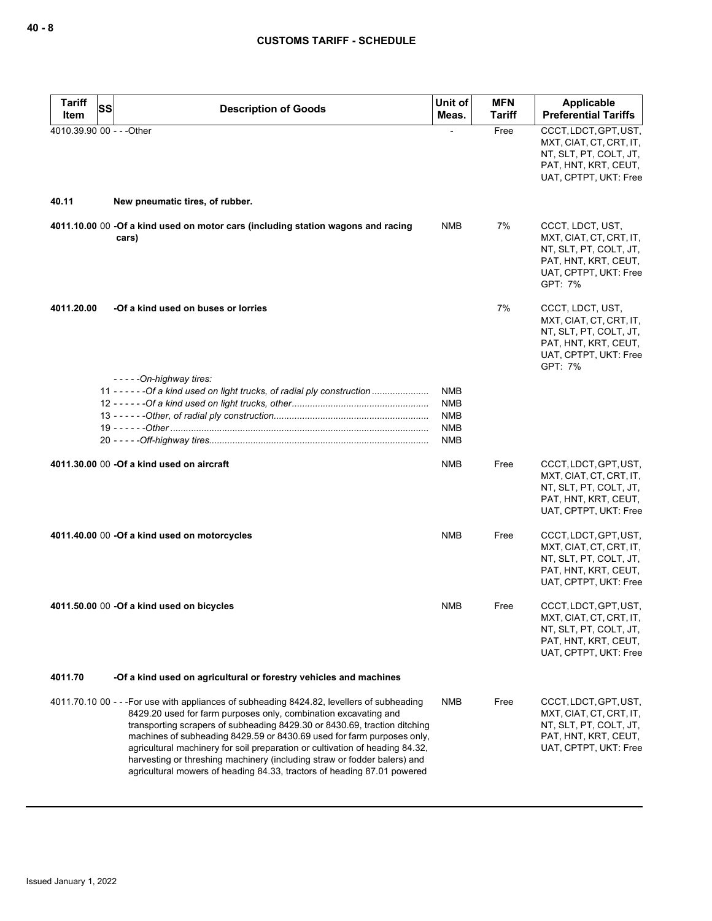| Tariff Item | SS | Description of Goods | Unit of Meas. | MFN Tariff | Applicable Preferential Tariffs |
|---|---|---|---|---|---|
| 4010.39.90 | 00 | - - -Other | - | Free | CCCT, LDCT, GPT, UST, MXT, CIAT, CT, CRT, IT, NT, SLT, PT, COLT, JT, PAT, HNT, KRT, CEUT, UAT, CPTPT, UKT: Free |
| **40.11** | | **New pneumatic tires, of rubber.** | | | |
| **4011.10.00** | 00 | **-Of a kind used on motor cars (including station wagons and racing cars)** | NMB | 7% | CCCT, LDCT, UST, MXT, CIAT, CT, CRT, IT, NT, SLT, PT, COLT, JT, PAT, HNT, KRT, CEUT, UAT, CPTPT, UKT: Free<br>GPT: 7% |
| **4011.20.00** | | **-Of a kind used on buses or lorries** | | 7% | CCCT, LDCT, UST, MXT, CIAT, CT, CRT, IT, NT, SLT, PT, COLT, JT, PAT, HNT, KRT, CEUT, UAT, CPTPT, UKT: Free<br>GPT: 7% |
| | | - - - - -*On-highway tires:* | | | |
| | 11 | - - - - - -*Of a kind used on light trucks, of radial ply construction* | NMB | | |
| | 12 | - - - - - -*Of a kind used on light trucks, other* | NMB | | |
| | 13 | - - - - - -*Other, of radial ply construction* | NMB | | |
| | 19 | - - - - - -*Other* | NMB | | |
| | 20 | - - - - -*Off-highway tires* | NMB | | |
| **4011.30.00** | 00 | **-Of a kind used on aircraft** | NMB | Free | CCCT, LDCT, GPT, UST, MXT, CIAT, CT, CRT, IT, NT, SLT, PT, COLT, JT, PAT, HNT, KRT, CEUT, UAT, CPTPT, UKT: Free |
| **4011.40.00** | 00 | **-Of a kind used on motorcycles** | NMB | Free | CCCT, LDCT, GPT, UST, MXT, CIAT, CT, CRT, IT, NT, SLT, PT, COLT, JT, PAT, HNT, KRT, CEUT, UAT, CPTPT, UKT: Free |
| **4011.50.00** | 00 | **-Of a kind used on bicycles** | NMB | Free | CCCT, LDCT, GPT, UST, MXT, CIAT, CT, CRT, IT, NT, SLT, PT, COLT, JT, PAT, HNT, KRT, CEUT, UAT, CPTPT, UKT: Free |
| **4011.70** | | **-Of a kind used on agricultural or forestry vehicles and machines** | | | |
| 4011.70.10 | 00 | - - -For use with appliances of subheading 8424.82, levellers of subheading 8429.20 used for farm purposes only, combination excavating and transporting scrapers of subheading 8429.30 or 8430.69, traction ditching machines of subheading 8429.59 or 8430.69 used for farm purposes only, agricultural machinery for soil preparation or cultivation of heading 84.32, harvesting or threshing machinery (including straw or fodder balers) and agricultural mowers of heading 84.33, tractors of heading 87.01 powered | NMB | Free | CCCT, LDCT, GPT, UST, MXT, CIAT, CT, CRT, IT, NT, SLT, PT, COLT, JT, PAT, HNT, KRT, CEUT, UAT, CPTPT, UKT: Free |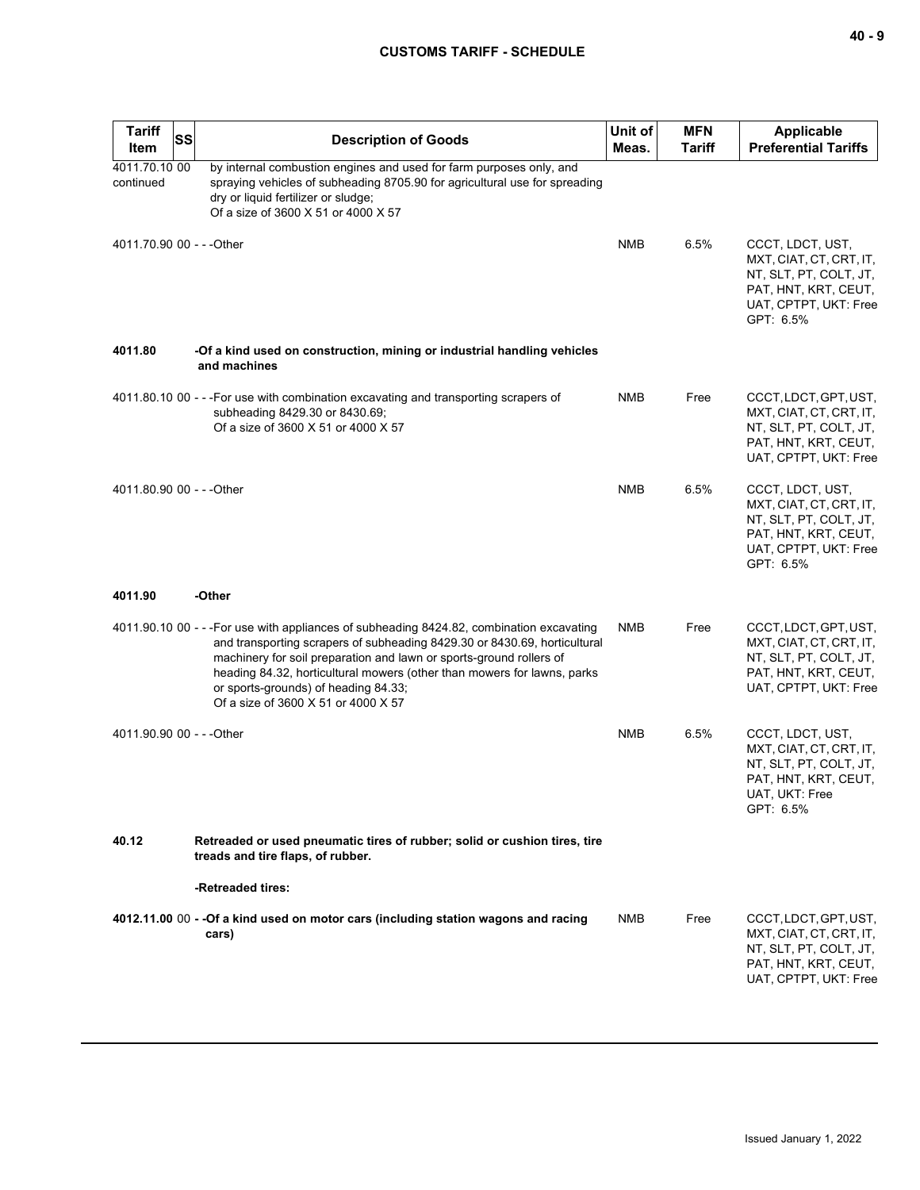| Tariff Item | SS | Description of Goods | Unit of Meas. | MFN Tariff | Applicable Preferential Tariffs |
|---|---|---|---|---|---|
| 4011.70.10 00 continued | | by internal combustion engines and used for farm purposes only, and spraying vehicles of subheading 8705.90 for agricultural use for spreading dry or liquid fertilizer or sludge;<br>Of a size of 3600 X 51 or 4000 X 57 | | | |
| 4011.70.90 | 00 | - - -Other | NMB | 6.5% | CCCT, LDCT, UST, MXT, CIAT, CT, CRT, IT, NT, SLT, PT, COLT, JT, PAT, HNT, KRT, CEUT, UAT, CPTPT, UKT: Free<br>GPT: 6.5% |
| **4011.80** | | **-Of a kind used on construction, mining or industrial handling vehicles and machines** | | | |
| 4011.80.10 | 00 | - - -For use with combination excavating and transporting scrapers of subheading 8429.30 or 8430.69;<br>Of a size of 3600 X 51 or 4000 X 57 | NMB | Free | CCCT, LDCT, GPT, UST, MXT, CIAT, CT, CRT, IT, NT, SLT, PT, COLT, JT, PAT, HNT, KRT, CEUT, UAT, CPTPT, UKT: Free |
| 4011.80.90 | 00 | - - -Other | NMB | 6.5% | CCCT, LDCT, UST, MXT, CIAT, CT, CRT, IT, NT, SLT, PT, COLT, JT, PAT, HNT, KRT, CEUT, UAT, CPTPT, UKT: Free<br>GPT: 6.5% |
| **4011.90** | | **-Other** | | | |
| 4011.90.10 | 00 | - - -For use with appliances of subheading 8424.82, combination excavating and transporting scrapers of subheading 8429.30 or 8430.69, horticultural machinery for soil preparation and lawn or sports-ground rollers of heading 84.32, horticultural mowers (other than mowers for lawns, parks or sports-grounds) of heading 84.33;<br>Of a size of 3600 X 51 or 4000 X 57 | NMB | Free | CCCT, LDCT, GPT, UST, MXT, CIAT, CT, CRT, IT, NT, SLT, PT, COLT, JT, PAT, HNT, KRT, CEUT, UAT, CPTPT, UKT: Free |
| 4011.90.90 | 00 | - - -Other | NMB | 6.5% | CCCT, LDCT, UST, MXT, CIAT, CT, CRT, IT, NT, SLT, PT, COLT, JT, PAT, HNT, KRT, CEUT, UAT, UKT: Free<br>GPT: 6.5% |
| **40.12** | | **Retreaded or used pneumatic tires of rubber; solid or cushion tires, tire treads and tire flaps, of rubber.** | | | |
| | | **-Retreaded tires:** | | | |
| **4012.11.00** | 00 | **- -Of a kind used on motor cars (including station wagons and racing cars)** | NMB | Free | CCCT, LDCT, GPT, UST, MXT, CIAT, CT, CRT, IT, NT, SLT, PT, COLT, JT, PAT, HNT, KRT, CEUT, UAT, CPTPT, UKT: Free |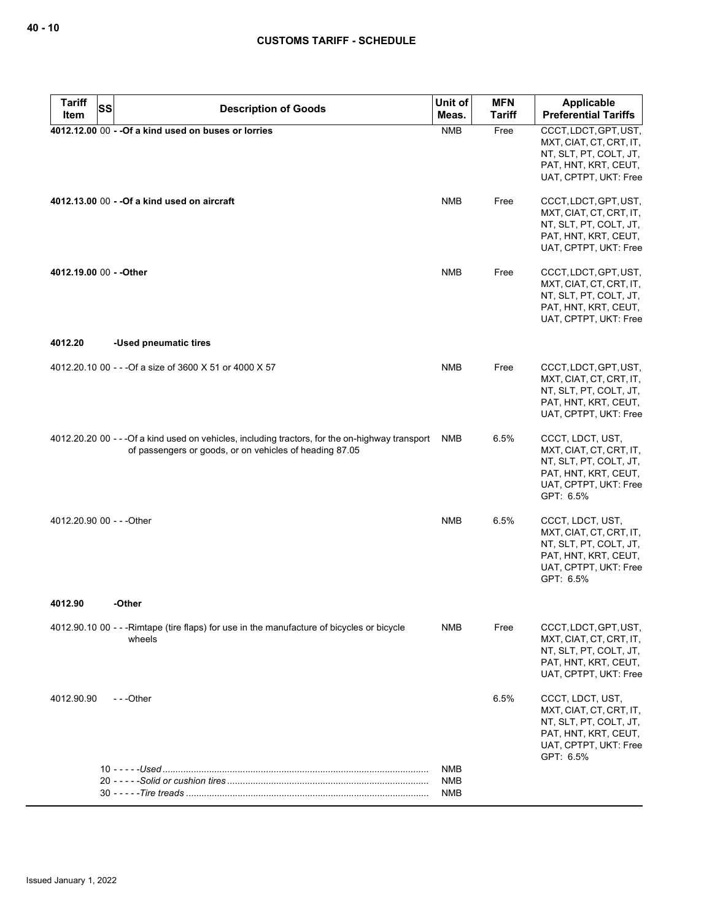| Tariff Item | SS | Description of Goods | Unit of Meas. | MFN Tariff | Applicable Preferential Tariffs |
|---|---|---|---|---|---|
| **4012.12.00** | 00 | **- -Of a kind used on buses or lorries** | NMB | Free | CCCT, LDCT, GPT, UST, MXT, CIAT, CT, CRT, IT, NT, SLT, PT, COLT, JT, PAT, HNT, KRT, CEUT, UAT, CPTPT, UKT: Free |
| **4012.13.00** | 00 | **- -Of a kind used on aircraft** | NMB | Free | CCCT, LDCT, GPT, UST, MXT, CIAT, CT, CRT, IT, NT, SLT, PT, COLT, JT, PAT, HNT, KRT, CEUT, UAT, CPTPT, UKT: Free |
| **4012.19.00** | 00 | **- -Other** | NMB | Free | CCCT, LDCT, GPT, UST, MXT, CIAT, CT, CRT, IT, NT, SLT, PT, COLT, JT, PAT, HNT, KRT, CEUT, UAT, CPTPT, UKT: Free |
| **4012.20** | | **-Used pneumatic tires** | | | |
| 4012.20.10 | 00 | - - -Of a size of 3600 X 51 or 4000 X 57 | NMB | Free | CCCT, LDCT, GPT, UST, MXT, CIAT, CT, CRT, IT, NT, SLT, PT, COLT, JT, PAT, HNT, KRT, CEUT, UAT, CPTPT, UKT: Free |
| 4012.20.20 | 00 | - - -Of a kind used on vehicles, including tractors, for the on-highway transport of passengers or goods, or on vehicles of heading 87.05 | NMB | 6.5% | CCCT, LDCT, UST, MXT, CIAT, CT, CRT, IT, NT, SLT, PT, COLT, JT, PAT, HNT, KRT, CEUT, UAT, CPTPT, UKT: Free<br>GPT: 6.5% |
| 4012.20.90 | 00 | - - -Other | NMB | 6.5% | CCCT, LDCT, UST, MXT, CIAT, CT, CRT, IT, NT, SLT, PT, COLT, JT, PAT, HNT, KRT, CEUT, UAT, CPTPT, UKT: Free<br>GPT: 6.5% |
| **4012.90** | | **-Other** | | | |
| 4012.90.10 | 00 | - - -Rimtape (tire flaps) for use in the manufacture of bicycles or bicycle wheels | NMB | Free | CCCT, LDCT, GPT, UST, MXT, CIAT, CT, CRT, IT, NT, SLT, PT, COLT, JT, PAT, HNT, KRT, CEUT, UAT, CPTPT, UKT: Free |
| 4012.90.90 | | - - -Other | | 6.5% | CCCT, LDCT, UST, MXT, CIAT, CT, CRT, IT, NT, SLT, PT, COLT, JT, PAT, HNT, KRT, CEUT, UAT, CPTPT, UKT: Free<br>GPT: 6.5% |
| | 10 | - - - - -*Used* | NMB | | |
| | 20 | - - - - -*Solid or cushion tires* | NMB | | |
| | 30 | - - - - -*Tire treads* | NMB | | |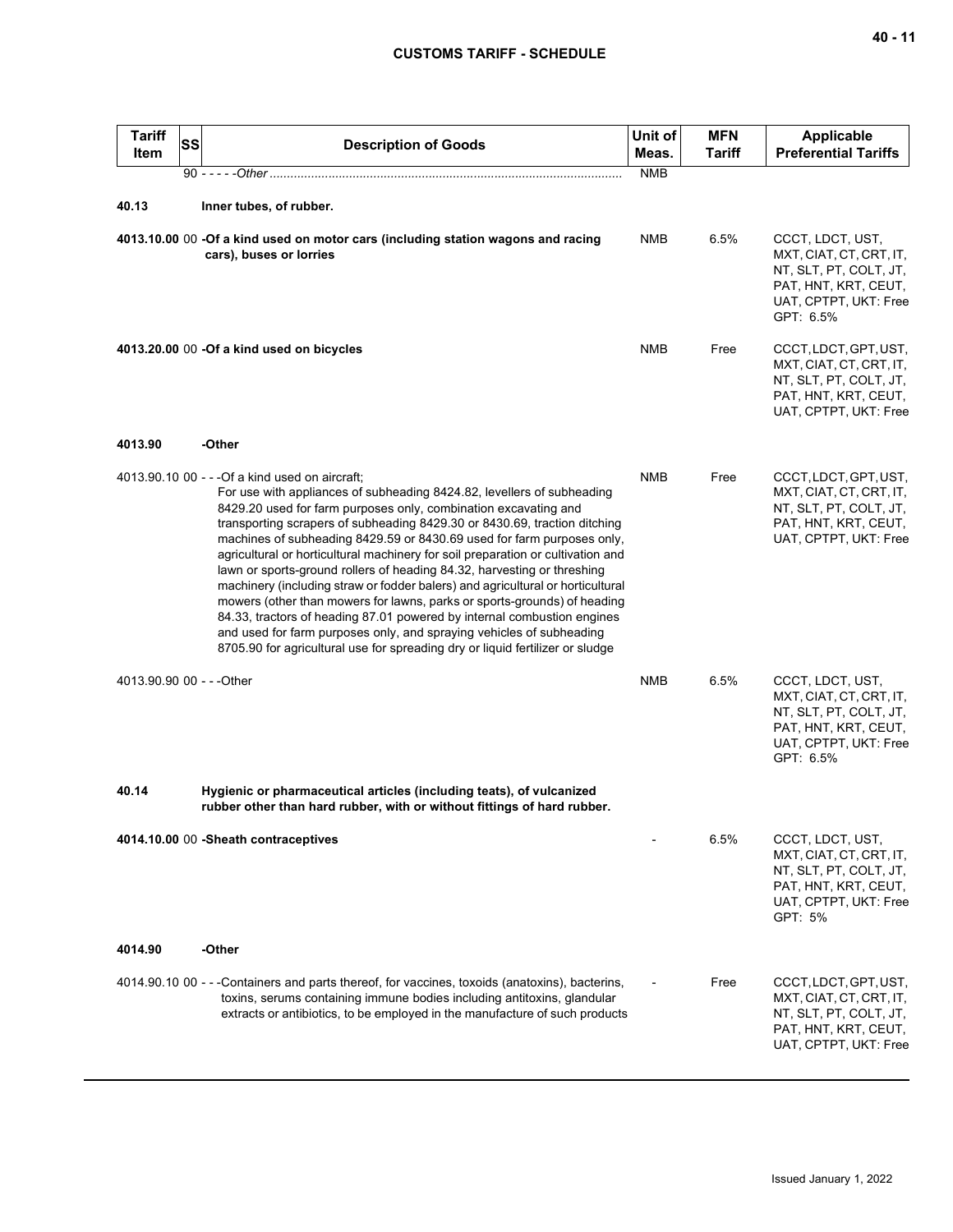| Tariff Item | SS | Description of Goods | Unit of Meas. | MFN Tariff | Applicable Preferential Tariffs |
|---|---|---|---|---|---|
| | 90 | - - - - -*Other* | NMB | | |
| **40.13** | | **Inner tubes, of rubber.** | | | |
| **4013.10.00** | 00 | **-Of a kind used on motor cars (including station wagons and racing cars), buses or lorries** | NMB | 6.5% | CCCT, LDCT, UST, MXT, CIAT, CT, CRT, IT, NT, SLT, PT, COLT, JT, PAT, HNT, KRT, CEUT, UAT, CPTPT, UKT: Free GPT: 6.5% |
| **4013.20.00** | 00 | **-Of a kind used on bicycles** | NMB | Free | CCCT, LDCT, GPT, UST, MXT, CIAT, CT, CRT, IT, NT, SLT, PT, COLT, JT, PAT, HNT, KRT, CEUT, UAT, CPTPT, UKT: Free |
| **4013.90** | | **-Other** | | | |
| 4013.90.10 | 00 | - - -Of a kind used on aircraft;<br>For use with appliances of subheading 8424.82, levellers of subheading 8429.20 used for farm purposes only, combination excavating and transporting scrapers of subheading 8429.30 or 8430.69, traction ditching machines of subheading 8429.59 or 8430.69 used for farm purposes only, agricultural or horticultural machinery for soil preparation or cultivation and lawn or sports-ground rollers of heading 84.32, harvesting or threshing machinery (including straw or fodder balers) and agricultural or horticultural mowers (other than mowers for lawns, parks or sports-grounds) of heading 84.33, tractors of heading 87.01 powered by internal combustion engines and used for farm purposes only, and spraying vehicles of subheading 8705.90 for agricultural use for spreading dry or liquid fertilizer or sludge | NMB | Free | CCCT, LDCT, GPT, UST, MXT, CIAT, CT, CRT, IT, NT, SLT, PT, COLT, JT, PAT, HNT, KRT, CEUT, UAT, CPTPT, UKT: Free |
| 4013.90.90 | 00 | - - -Other | NMB | 6.5% | CCCT, LDCT, UST, MXT, CIAT, CT, CRT, IT, NT, SLT, PT, COLT, JT, PAT, HNT, KRT, CEUT, UAT, CPTPT, UKT: Free GPT: 6.5% |
| **40.14** | | **Hygienic or pharmaceutical articles (including teats), of vulcanized rubber other than hard rubber, with or without fittings of hard rubber.** | | | |
| **4014.10.00** | 00 | **-Sheath contraceptives** | - | 6.5% | CCCT, LDCT, UST, MXT, CIAT, CT, CRT, IT, NT, SLT, PT, COLT, JT, PAT, HNT, KRT, CEUT, UAT, CPTPT, UKT: Free GPT: 5% |
| **4014.90** | | **-Other** | | | |
| 4014.90.10 | 00 | - - -Containers and parts thereof, for vaccines, toxoids (anatoxins), bacterins, toxins, serums containing immune bodies including antitoxins, glandular extracts or antibiotics, to be employed in the manufacture of such products | - | Free | CCCT, LDCT, GPT, UST, MXT, CIAT, CT, CRT, IT, NT, SLT, PT, COLT, JT, PAT, HNT, KRT, CEUT, UAT, CPTPT, UKT: Free |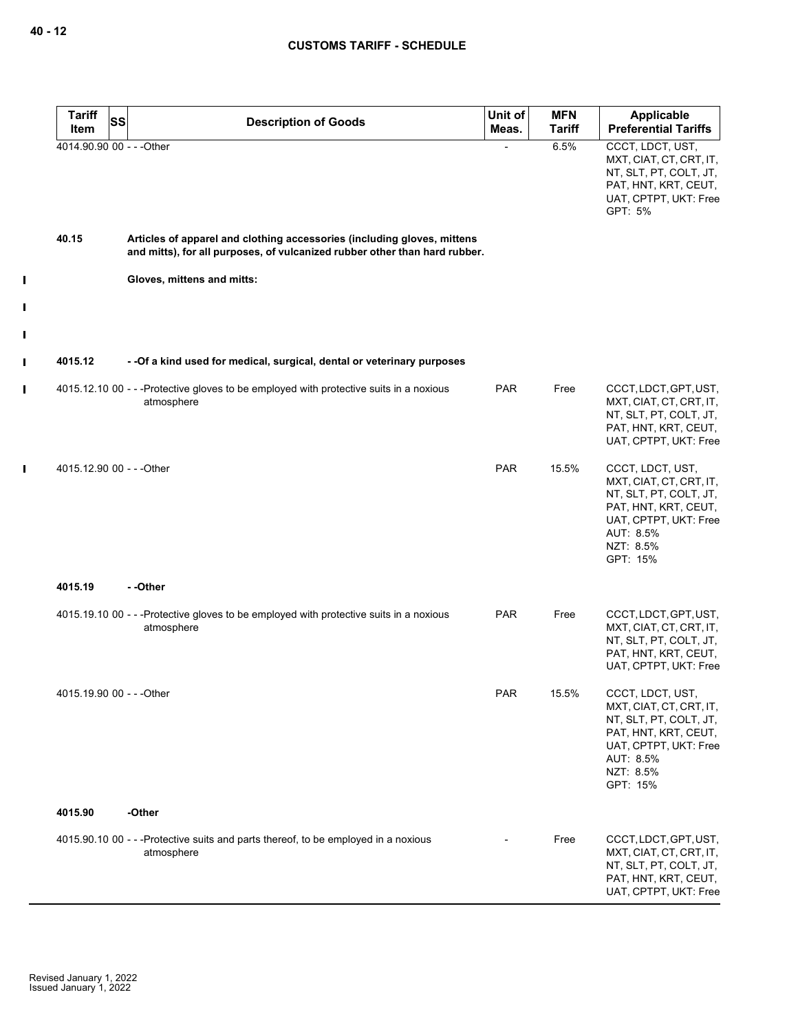| Tariff Item | SS | Description of Goods | Unit of Meas. | MFN Tariff | Applicable Preferential Tariffs |
|---|---|---|---|---|---|
| 4014.90.90 | 00 | - - -Other | - | 6.5% | CCCT, LDCT, UST, MXT, CIAT, CT, CRT, IT, NT, SLT, PT, COLT, JT, PAT, HNT, KRT, CEUT, UAT, CPTPT, UKT: Free<br>GPT: 5% |
| **40.15** | | **Articles of apparel and clothing accessories (including gloves, mittens and mitts), for all purposes, of vulcanized rubber other than hard rubber.** | | | |
| | | **Gloves, mittens and mitts:** | | | |
| **4015.12** | | **- -Of a kind used for medical, surgical, dental or veterinary purposes** | | | |
| 4015.12.10 | 00 | - - -Protective gloves to be employed with protective suits in a noxious atmosphere | PAR | Free | CCCT, LDCT, GPT, UST, MXT, CIAT, CT, CRT, IT, NT, SLT, PT, COLT, JT, PAT, HNT, KRT, CEUT, UAT, CPTPT, UKT: Free |
| 4015.12.90 | 00 | - - -Other | PAR | 15.5% | CCCT, LDCT, UST, MXT, CIAT, CT, CRT, IT, NT, SLT, PT, COLT, JT, PAT, HNT, KRT, CEUT, UAT, CPTPT, UKT: Free<br>AUT: 8.5%<br>NZT: 8.5%<br>GPT: 15% |
| **4015.19** | | **- -Other** | | | |
| 4015.19.10 | 00 | - - -Protective gloves to be employed with protective suits in a noxious atmosphere | PAR | Free | CCCT, LDCT, GPT, UST, MXT, CIAT, CT, CRT, IT, NT, SLT, PT, COLT, JT, PAT, HNT, KRT, CEUT, UAT, CPTPT, UKT: Free |
| 4015.19.90 | 00 | - - -Other | PAR | 15.5% | CCCT, LDCT, UST, MXT, CIAT, CT, CRT, IT, NT, SLT, PT, COLT, JT, PAT, HNT, KRT, CEUT, UAT, CPTPT, UKT: Free<br>AUT: 8.5%<br>NZT: 8.5%<br>GPT: 15% |
| **4015.90** | | **-Other** | | | |
| 4015.90.10 | 00 | - - -Protective suits and parts thereof, to be employed in a noxious atmosphere | - | Free | CCCT, LDCT, GPT, UST, MXT, CIAT, CT, CRT, IT, NT, SLT, PT, COLT, JT, PAT, HNT, KRT, CEUT, UAT, CPTPT, UKT: Free |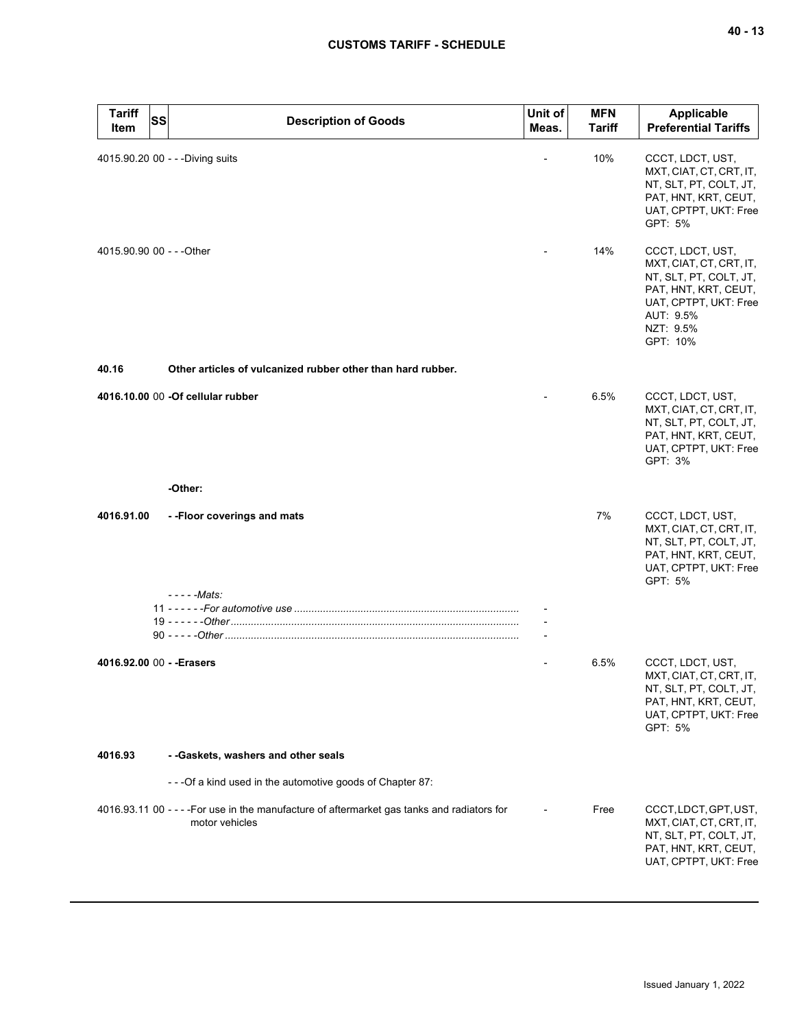| Tariff Item | SS | Description of Goods | Unit of Meas. | MFN Tariff | Applicable Preferential Tariffs |
|---|---|---|---|---|---|
| 4015.90.20 | 00 | - - -Diving suits | - | 10% | CCCT, LDCT, UST, MXT, CIAT, CT, CRT, IT, NT, SLT, PT, COLT, JT, PAT, HNT, KRT, CEUT, UAT, CPTPT, UKT: Free<br>GPT: 5% |
| 4015.90.90 | 00 | - - -Other | - | 14% | CCCT, LDCT, UST, MXT, CIAT, CT, CRT, IT, NT, SLT, PT, COLT, JT, PAT, HNT, KRT, CEUT, UAT, CPTPT, UKT: Free<br>AUT: 9.5%<br>NZT: 9.5%<br>GPT: 10% |
| **40.16** | | **Other articles of vulcanized rubber other than hard rubber.** | | | |
| **4016.10.00** | 00 | **-Of cellular rubber** | - | 6.5% | CCCT, LDCT, UST, MXT, CIAT, CT, CRT, IT, NT, SLT, PT, COLT, JT, PAT, HNT, KRT, CEUT, UAT, CPTPT, UKT: Free<br>GPT: 3% |
| | | **-Other:** | | | |
| **4016.91.00** | | **- -Floor coverings and mats** | | 7% | CCCT, LDCT, UST, MXT, CIAT, CT, CRT, IT, NT, SLT, PT, COLT, JT, PAT, HNT, KRT, CEUT, UAT, CPTPT, UKT: Free<br>GPT: 5% |
| | | *- - - - -Mats:* | | | |
| | 11 | *- - - - - -For automotive use* | - | | |
| | 19 | *- - - - - -Other* | - | | |
| | 90 | *- - - - -Other* | - | | |
| **4016.92.00** | 00 | **- -Erasers** | - | 6.5% | CCCT, LDCT, UST, MXT, CIAT, CT, CRT, IT, NT, SLT, PT, COLT, JT, PAT, HNT, KRT, CEUT, UAT, CPTPT, UKT: Free<br>GPT: 5% |
| **4016.93** | | **- -Gaskets, washers and other seals** | | | |
| | | - - -Of a kind used in the automotive goods of Chapter 87: | | | |
| 4016.93.11 | 00 | - - - -For use in the manufacture of aftermarket gas tanks and radiators for motor vehicles | - | Free | CCCT, LDCT, GPT, UST, MXT, CIAT, CT, CRT, IT, NT, SLT, PT, COLT, JT, PAT, HNT, KRT, CEUT, UAT, CPTPT, UKT: Free |

Issued January 1, 2022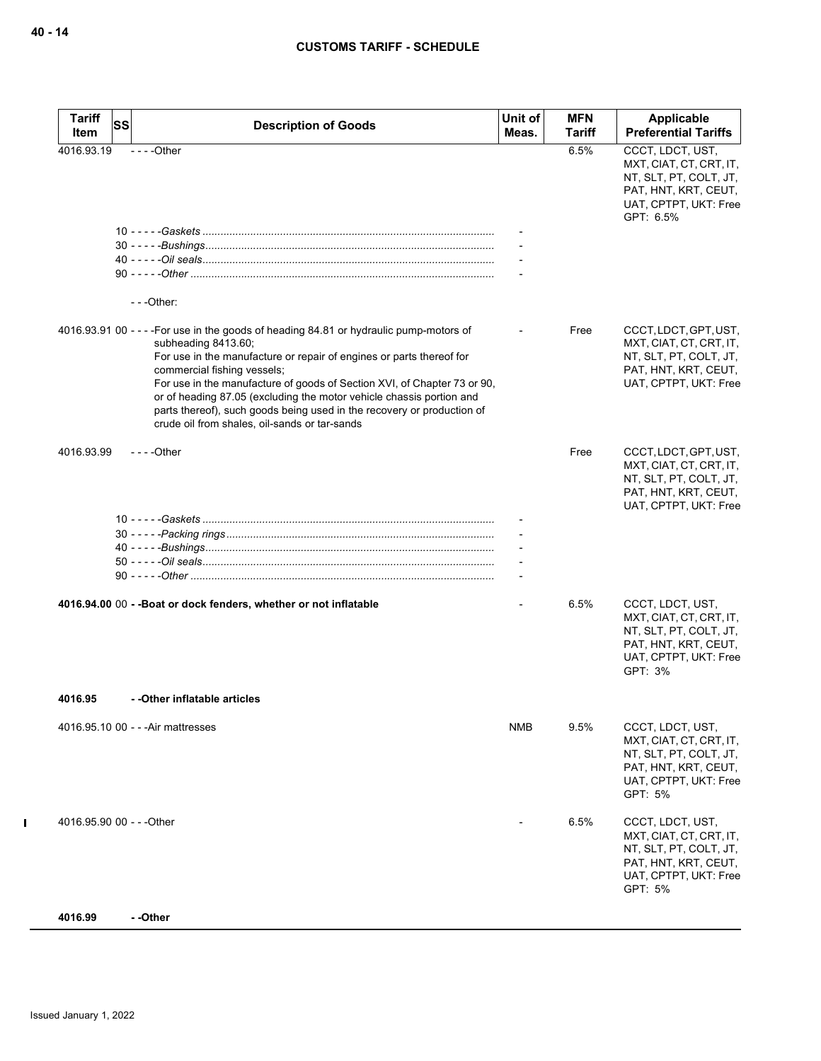| Tariff Item | SS | Description of Goods | Unit of Meas. | MFN Tariff | Applicable Preferential Tariffs |
|---|---|---|---|---|---|
| 4016.93.19 | | - - - -Other | | 6.5% | CCCT, LDCT, UST, MXT, CIAT, CT, CRT, IT, NT, SLT, PT, COLT, JT, PAT, HNT, KRT, CEUT, UAT, CPTPT, UKT: Free GPT: 6.5% |
| | 10 | - - - - -*Gaskets* | - | | |
| | 30 | - - - - -*Bushings* | - | | |
| | 40 | - - - - -*Oil seals* | - | | |
| | 90 | - - - - -*Other* | - | | |
| | | - - -Other: | | | |
| 4016.93.91 | 00 | - - - -For use in the goods of heading 84.81 or hydraulic pump-motors of subheading 8413.60;<br>For use in the manufacture or repair of engines or parts thereof for commercial fishing vessels;<br>For use in the manufacture of goods of Section XVI, of Chapter 73 or 90, or of heading 87.05 (excluding the motor vehicle chassis portion and parts thereof), such goods being used in the recovery or production of crude oil from shales, oil-sands or tar-sands | - | Free | CCCT, LDCT, GPT, UST, MXT, CIAT, CT, CRT, IT, NT, SLT, PT, COLT, JT, PAT, HNT, KRT, CEUT, UAT, CPTPT, UKT: Free |
| 4016.93.99 | | - - - -Other | | Free | CCCT, LDCT, GPT, UST, MXT, CIAT, CT, CRT, IT, NT, SLT, PT, COLT, JT, PAT, HNT, KRT, CEUT, UAT, CPTPT, UKT: Free |
| | 10 | - - - - -*Gaskets* | - | | |
| | 30 | - - - - -*Packing rings* | - | | |
| | 40 | - - - - -*Bushings* | - | | |
| | 50 | - - - - -*Oil seals* | - | | |
| | 90 | - - - - -*Other* | - | | |
| **4016.94.00** | 00 | **- -Boat or dock fenders, whether or not inflatable** | - | 6.5% | CCCT, LDCT, UST, MXT, CIAT, CT, CRT, IT, NT, SLT, PT, COLT, JT, PAT, HNT, KRT, CEUT, UAT, CPTPT, UKT: Free GPT: 3% |
| **4016.95** | | **- -Other inflatable articles** | | | |
| 4016.95.10 | 00 | - - -Air mattresses | NMB | 9.5% | CCCT, LDCT, UST, MXT, CIAT, CT, CRT, IT, NT, SLT, PT, COLT, JT, PAT, HNT, KRT, CEUT, UAT, CPTPT, UKT: Free GPT: 5% |
| 4016.95.90 | 00 | - - -Other | - | 6.5% | CCCT, LDCT, UST, MXT, CIAT, CT, CRT, IT, NT, SLT, PT, COLT, JT, PAT, HNT, KRT, CEUT, UAT, CPTPT, UKT: Free GPT: 5% |
| **4016.99** | | **- -Other** | | | |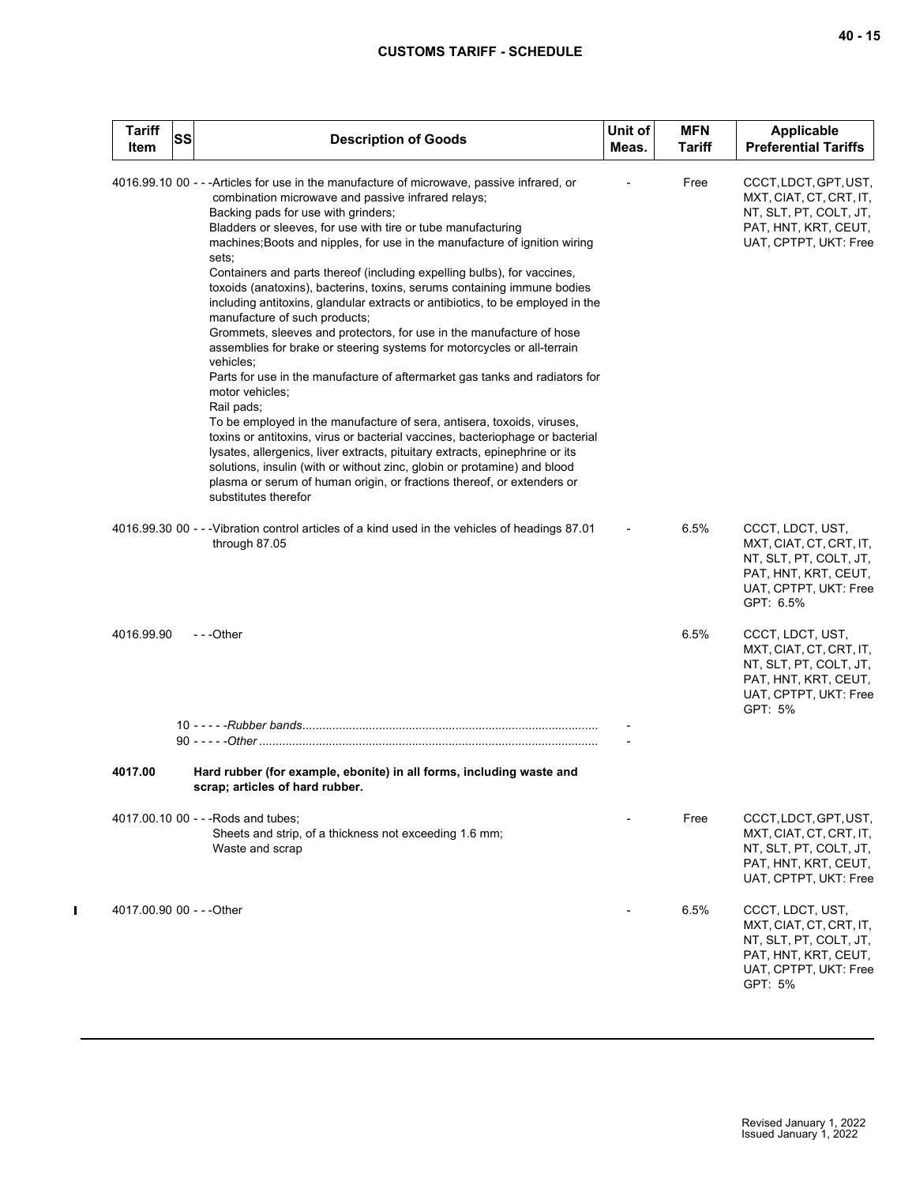| Tariff Item | SS | Description of Goods | Unit of Meas. | MFN Tariff | Applicable Preferential Tariffs |
|---|---|---|---|---|---|
| 4016.99.10 | 00 | - - -Articles for use in the manufacture of microwave, passive infrared, or combination microwave and passive infrared relays;<br>Backing pads for use with grinders;<br>Bladders or sleeves, for use with tire or tube manufacturing machines;Boots and nipples, for use in the manufacture of ignition wiring sets;<br>Containers and parts thereof (including expelling bulbs), for vaccines, toxoids (anatoxins), bacterins, toxins, serums containing immune bodies including antitoxins, glandular extracts or antibiotics, to be employed in the manufacture of such products;<br>Grommets, sleeves and protectors, for use in the manufacture of hose assemblies for brake or steering systems for motorcycles or all-terrain vehicles;<br>Parts for use in the manufacture of aftermarket gas tanks and radiators for motor vehicles;<br>Rail pads;<br>To be employed in the manufacture of sera, antisera, toxoids, viruses, toxins or antitoxins, virus or bacterial vaccines, bacteriophage or bacterial lysates, allergenics, liver extracts, pituitary extracts, epinephrine or its solutions, insulin (with or without zinc, globin or protamine) and blood plasma or serum of human origin, or fractions thereof, or extenders or substitutes therefor | - | Free | CCCT, LDCT, GPT, UST, MXT, CIAT, CT, CRT, IT, NT, SLT, PT, COLT, JT, PAT, HNT, KRT, CEUT, UAT, CPTPT, UKT: Free |
| 4016.99.30 | 00 | - - -Vibration control articles of a kind used in the vehicles of headings 87.01 through 87.05 | - | 6.5% | CCCT, LDCT, UST, MXT, CIAT, CT, CRT, IT, NT, SLT, PT, COLT, JT, PAT, HNT, KRT, CEUT, UAT, CPTPT, UKT: Free<br>GPT: 6.5% |
| 4016.99.90 | | - - -Other | | 6.5% | CCCT, LDCT, UST, MXT, CIAT, CT, CRT, IT, NT, SLT, PT, COLT, JT, PAT, HNT, KRT, CEUT, UAT, CPTPT, UKT: Free<br>GPT: 5% |
| | 10 | - - - - -*Rubber bands* | - | | |
| | 90 | - - - - -*Other* | - | | |
| **4017.00** | | **Hard rubber (for example, ebonite) in all forms, including waste and scrap; articles of hard rubber.** | | | |
| 4017.00.10 | 00 | - - -Rods and tubes;<br>Sheets and strip, of a thickness not exceeding 1.6 mm;<br>Waste and scrap | - | Free | CCCT, LDCT, GPT, UST, MXT, CIAT, CT, CRT, IT, NT, SLT, PT, COLT, JT, PAT, HNT, KRT, CEUT, UAT, CPTPT, UKT: Free |
| 4017.00.90 | 00 | - - -Other | - | 6.5% | CCCT, LDCT, UST, MXT, CIAT, CT, CRT, IT, NT, SLT, PT, COLT, JT, PAT, HNT, KRT, CEUT, UAT, CPTPT, UKT: Free<br>GPT: 5% |

Revised January 1, 2022
Issued January 1, 2022